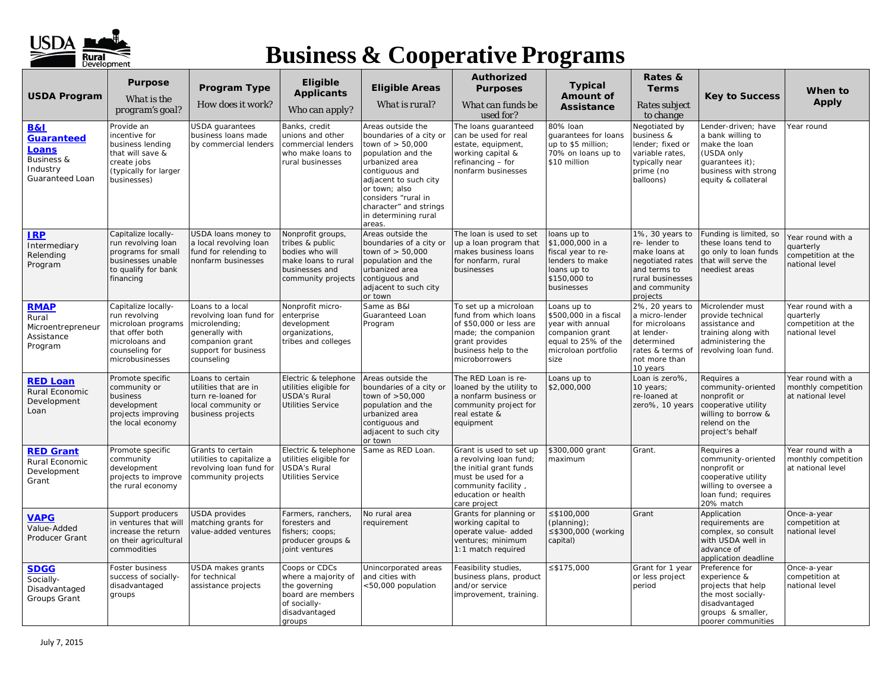# Business & Cooperative Programs

| USDA Program | Purpose *What is the program's goal?* | Program Type *How does it work?* | Eligible Applicants *Who can apply?* | Eligible Areas *What is rural?* | Authorized Purposes *What can funds be used for?* | Typical Amount of Assistance | Rates & Terms *Rates subject to change* | Key to Success | When to Apply |
|---|---|---|---|---|---|---|---|---|---|
| **B&I Guaranteed Loans** Business & Industry Guaranteed Loan | Provide an incentive for business lending that will save & create jobs (typically for larger businesses) | USDA guarantees business loans made by commercial lenders | Banks, credit unions and other commercial lenders who make loans to rural businesses | Areas outside the boundaries of a city or town of > 50,000 population and the urbanized area contiguous and adjacent to such city or town; also considers "rural in character" and strings in determining rural areas. | The loans guaranteed can be used for real estate, equipment, working capital & refinancing – for nonfarm businesses | 80% loan guarantees for loans up to $5 million; 70% on loans up to $10 million | Negotiated by business & lender; fixed or variable rates, typically near prime (no balloons) | Lender-driven; have a bank willing to make the loan (USDA only guarantees it); business with strong equity & collateral | Year round |
| **IRP** Intermediary Relending Program | Capitalize locally-run revolving loan programs for small businesses unable to qualify for bank financing | USDA loans money to a local revolving loan fund for relending to nonfarm businesses | Nonprofit groups, tribes & public bodies who will make loans to rural businesses and community projects | Areas outside the boundaries of a city or town of > 50,000 population and the urbanized area contiguous and adjacent to such city or town | The loan is used to set up a loan program that makes business loans for nonfarm, rural businesses | loans up to $1,000,000 in a fiscal year to re-lenders to make loans up to $150,000 to businesses | 1%, 30 years to re- lender to make loans at negotiated rates and terms to rural businesses and community projects | Funding is limited, so these loans tend to go only to loan funds that will serve the neediest areas | Year round with a quarterly competition at the national level |
| **RMAP** Rural Microentrepreneur Assistance Program | Capitalize locally-run revolving microloan programs that offer both microloans and counseling for microbusinesses | Loans to a local revolving loan fund for microlending; generally with companion grant support for business counseling | Nonprofit micro-enterprise development organizations, tribes and colleges | Same as B&I Guaranteed Loan Program | To set up a microloan fund from which loans of $50,000 or less are made; the companion grant provides business help to the microborrowers | Loans up to $500,000 in a fiscal year with annual companion grant equal to 25% of the microloan portfolio size | 2%, 20 years to a micro-lender for microloans at lender-determined rates & terms of not more than 10 years | Microlender must provide technical assistance and training along with administering the revolving loan fund. | Year round with a quarterly competition at the national level |
| **RED Loan** Rural Economic Development Loan | Promote specific community or business development projects improving the local economy | Loans to certain utilities that are in turn re-loaned for local community or business projects | Electric & telephone utilities eligible for USDA's Rural Utilities Service | Areas outside the boundaries of a city or town of >50,000 population and the urbanized area contiguous and adjacent to such city or town | The RED Loan is re-loaned by the utility to a nonfarm business or community project for real estate & equipment | Loans up to $2,000,000 | Loan is zero%, 10 years; re-loaned at zero%, 10 years | Requires a community-oriented nonprofit or cooperative utility willing to borrow & relend on the project's behalf | Year round with a monthly competition at national level |
| **RED Grant** Rural Economic Development Grant | Promote specific community development projects to improve the rural economy | Grants to certain utilities to capitalize a revolving loan fund for community projects | Electric & telephone utilities eligible for USDA's Rural Utilities Service | Same as RED Loan. | Grant is used to set up a revolving loan fund; the initial grant funds must be used for a community facility , education or health care project | $300,000 grant maximum | Grant. | Requires a community-oriented nonprofit or cooperative utility willing to oversee a loan fund; requires 20% match | Year round with a monthly competition at national level |
| **VAPG** Value-Added Producer Grant | Support producers in ventures that will increase the return on their agricultural commodities | USDA provides matching grants for value-added ventures | Farmers, ranchers, foresters and fishers; coops; producer groups & joint ventures | No rural area requirement | Grants for planning or working capital to operate value- added ventures; minimum 1:1 match required | ≤$100,000 (planning); ≤$300,000 (working capital) | Grant | Application requirements are complex, so consult with USDA well in advance of application deadline | Once-a-year competition at national level |
| **SDGG** Socially-Disadvantaged Groups Grant | Foster business success of socially-disadvantaged groups | USDA makes grants for technical assistance projects | Coops or CDCs where a majority of the governing board are members of socially-disadvantaged groups | Unincorporated areas and cities with <50,000 population | Feasibility studies, business plans, product and/or service improvement, training. | ≤$175,000 | Grant for 1 year or less project period | Preference for experience & projects that help the most socially-disadvantaged groups & smaller, poorer communities | Once-a-year competition at national level |

July 7, 2015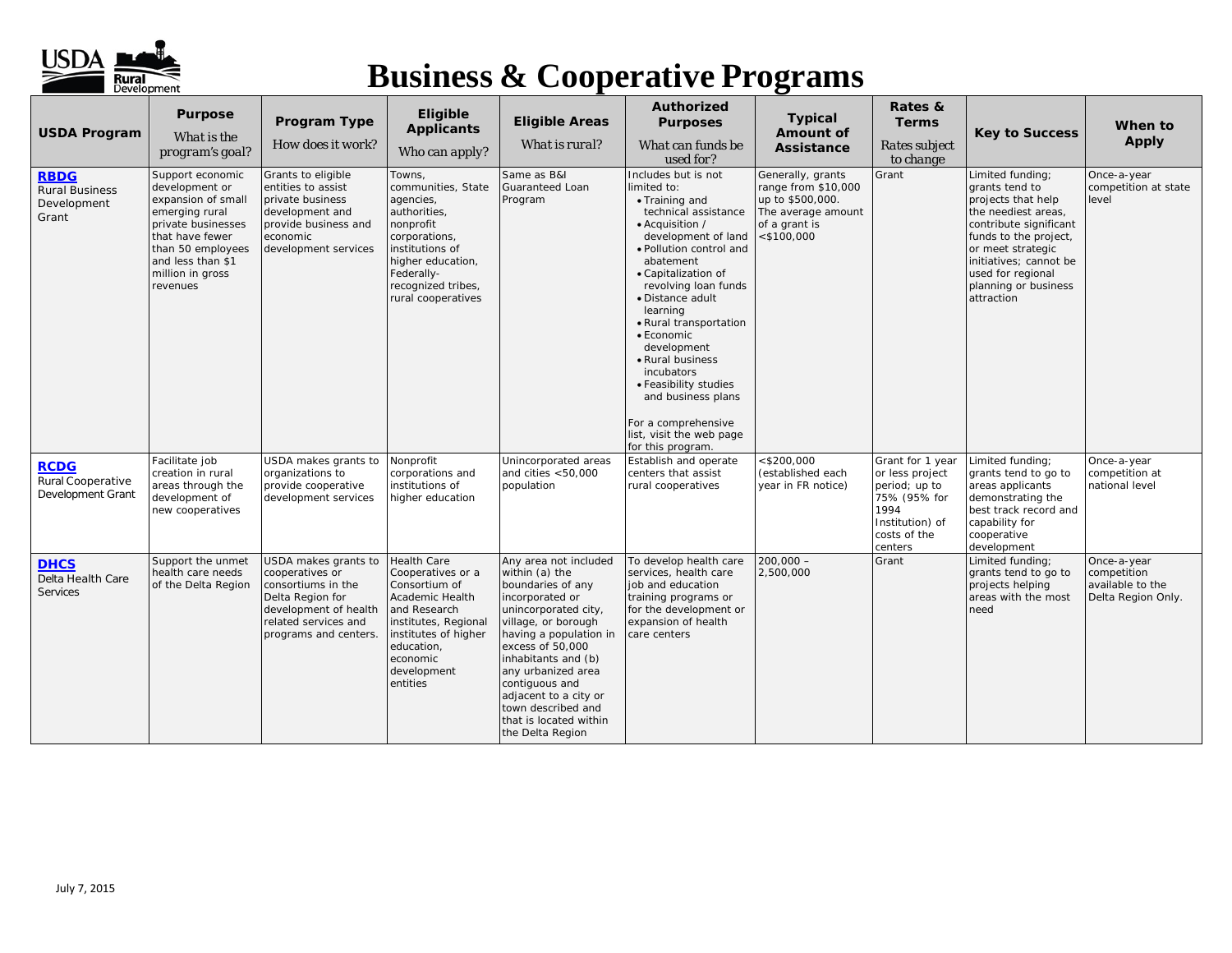# Business & Cooperative Programs

| USDA Program | Purpose<br>What is the program's goal? | Program Type<br>How does it work? | Eligible Applicants<br>Who can apply? | Eligible Areas<br>What is rural? | Authorized Purposes<br>What can funds be used for? | Typical Amount of Assistance | Rates & Terms<br>Rates subject to change | Key to Success | When to Apply |
|---|---|---|---|---|---|---|---|---|---|
| **RBDG**<br>Rural Business Development Grant | Support economic development or expansion of small emerging rural private businesses that have fewer than 50 employees and less than $1 million in gross revenues | Grants to eligible entities to assist private business development and provide business and economic development services | Towns, communities, State agencies, authorities, nonprofit corporations, institutions of higher education, Federally-recognized tribes, rural cooperatives | Same as B&I Guaranteed Loan Program | Includes but is not limited to:<br>• Training and technical assistance<br>• Acquisition / development of land<br>• Pollution control and abatement<br>• Capitalization of revolving loan funds<br>• Distance adult learning<br>• Rural transportation<br>• Economic development<br>• Rural business incubators<br>• Feasibility studies and business plans<br><br>For a comprehensive list, visit the web page for this program. | Generally, grants range from $10,000 up to $500,000. The average amount of a grant is <$100,000 | Grant | Limited funding; grants tend to projects that help the neediest areas, contribute significant funds to the project, or meet strategic initiatives; cannot be used for regional planning or business attraction | Once-a-year competition at state level |
| **RCDG**<br>Rural Cooperative Development Grant | Facilitate job creation in rural areas through the development of new cooperatives | USDA makes grants to organizations to provide cooperative development services | Nonprofit corporations and institutions of higher education | Unincorporated areas and cities <50,000 population | Establish and operate centers that assist rural cooperatives | <$200,000 (established each year in FR notice) | Grant for 1 year or less project period; up to 75% (95% for 1994 Institution) of costs of the centers | Limited funding; grants tend to go to areas applicants demonstrating the best track record and capability for cooperative development | Once-a-year competition at national level |
| **DHCS**<br>Delta Health Care Services | Support the unmet health care needs of the Delta Region | USDA makes grants to cooperatives or consortiums in the Delta Region for development of health related services and programs and centers. | Health Care Cooperatives or a Consortium of Academic Health and Research institutes, Regional institutes of higher education, economic development entities | Any area not included within (a) the boundaries of any incorporated or unincorporated city, village, or borough having a population in excess of 50,000 inhabitants and (b) any urbanized area contiguous and adjacent to a city or town described and that is located within the Delta Region | To develop health care services, health care job and education training programs or for the development or expansion of health care centers | 200,000 – 2,500,000 | Grant | Limited funding; grants tend to go to projects helping areas with the most need | Once-a-year competition available to the Delta Region Only. |

July 7, 2015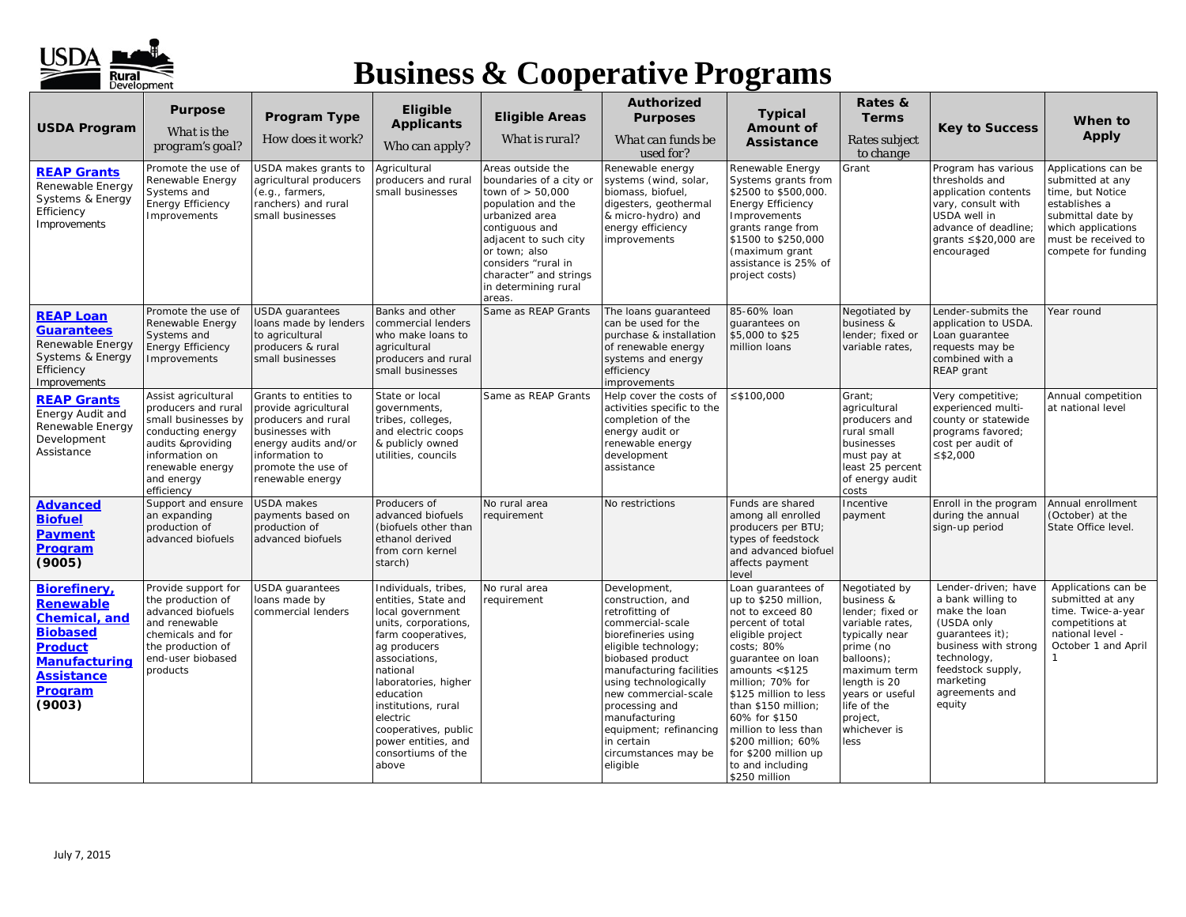# Business & Cooperative Programs

| USDA Program | Purpose *What is the program's goal?* | Program Type *How does it work?* | Eligible Applicants *Who can apply?* | Eligible Areas *What is rural?* | Authorized Purposes *What can funds be used for?* | Typical Amount of Assistance | Rates & Terms *Rates subject to change* | Key to Success | When to Apply |
|---|---|---|---|---|---|---|---|---|---|
| **REAP Grants** Renewable Energy Systems & Energy Efficiency Improvements | Promote the use of Renewable Energy Systems and Energy Efficiency Improvements | USDA makes grants to agricultural producers (e.g., farmers, ranchers) and rural small businesses | Agricultural producers and rural small businesses | Areas outside the boundaries of a city or town of > 50,000 population and the urbanized area contiguous and adjacent to such city or town; also considers "rural in character" and strings in determining rural areas. | Renewable energy systems (wind, solar, biomass, biofuel, digesters, geothermal & micro-hydro) and energy efficiency improvements | Renewable Energy Systems grants from \$2500 to \$500,000. Energy Efficiency Improvements grants range from \$1500 to \$250,000 (maximum grant assistance is 25% of project costs) | Grant | Program has various thresholds and application contents vary, consult with USDA well in advance of deadline; grants ≤\$20,000 are encouraged | Applications can be submitted at any time, but Notice establishes a submittal date by which applications must be received to compete for funding |
| **REAP Loan Guarantees** Renewable Energy Systems & Energy Efficiency Improvements | Promote the use of Renewable Energy Systems and Energy Efficiency Improvements | USDA guarantees loans made by lenders to agricultural producers & rural small businesses | Banks and other commercial lenders who make loans to agricultural producers and rural small businesses | Same as REAP Grants | The loans guaranteed can be used for the purchase & installation of renewable energy systems and energy efficiency improvements | 85-60% loan guarantees on \$5,000 to \$25 million loans | Negotiated by business & lender; fixed or variable rates, | Lender-submits the application to USDA. Loan guarantee requests may be combined with a REAP grant | Year round |
| **REAP Grants** Energy Audit and Renewable Energy Development Assistance | Assist agricultural producers and rural small businesses by conducting energy audits &providing information on renewable energy and energy efficiency | Grants to entities to provide agricultural producers and rural businesses with energy audits and/or information to promote the use of renewable energy | State or local governments, tribes, colleges, and electric coops & publicly owned utilities, councils | Same as REAP Grants | Help cover the costs of activities specific to the completion of the energy audit or renewable energy development assistance | ≤\$100,000 | Grant; agricultural producers and rural small businesses must pay at least 25 percent of energy audit costs | Very competitive; experienced multi-county or statewide programs favored; cost per audit of ≤\$2,000 | Annual competition at national level |
| **Advanced Biofuel Payment Program (9005)** | Support and ensure an expanding production of advanced biofuels | USDA makes payments based on production of advanced biofuels | Producers of advanced biofuels (biofuels other than ethanol derived from corn kernel starch) | No rural area requirement | No restrictions | Funds are shared among all enrolled producers per BTU; types of feedstock and advanced biofuel affects payment level | Incentive payment | Enroll in the program during the annual sign-up period | Annual enrollment (October) at the State Office level. |
| **Biorefinery, Renewable Chemical, and Biobased Product Manufacturing Assistance Program (9003)** | Provide support for the production of advanced biofuels and renewable chemicals and for the production of end-user biobased products | USDA guarantees loans made by commercial lenders | Individuals, tribes, entities, State and local government units, corporations, farm cooperatives, ag producers associations, national laboratories, higher education institutions, rural electric cooperatives, public power entities, and consortiums of the above | No rural area requirement | Development, construction, and retrofitting of commercial-scale biorefineries using eligible technology; biobased product manufacturing facilities using technologically new commercial-scale processing and manufacturing equipment; refinancing in certain circumstances may be eligible | Loan guarantees of up to \$250 million, not to exceed 80 percent of total eligible project costs; 80% guarantee on loan amounts <\$125 million; 70% for \$125 million to less than \$150 million; 60% for \$150 million to less than \$200 million; 60% for \$200 million up to and including \$250 million | Negotiated by business & lender; fixed or variable rates, typically near prime (no balloons); maximum term length is 20 years or useful life of the project, whichever is less | Lender-driven; have a bank willing to make the loan (USDA only guarantees it); business with strong technology, feedstock supply, marketing agreements and equity | Applications can be submitted at any time. Twice-a-year competitions at national level - October 1 and April 1 |

July 7, 2015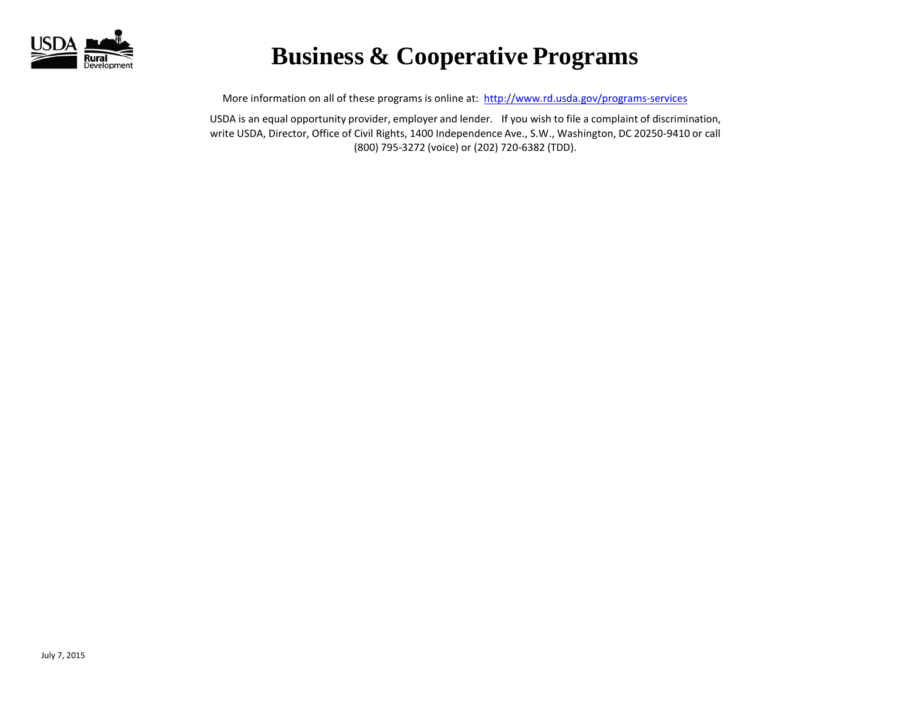# Business & Cooperative Programs

More information on all of these programs is online at: [http://www.rd.usda.gov/programs-services](http://www.rd.usda.gov/programs-services)

USDA is an equal opportunity provider, employer and lender. If you wish to file a complaint of discrimination, write USDA, Director, Office of Civil Rights, 1400 Independence Ave., S.W., Washington, DC 20250-9410 or call (800) 795-3272 (voice) or (202) 720-6382 (TDD).

July 7, 2015